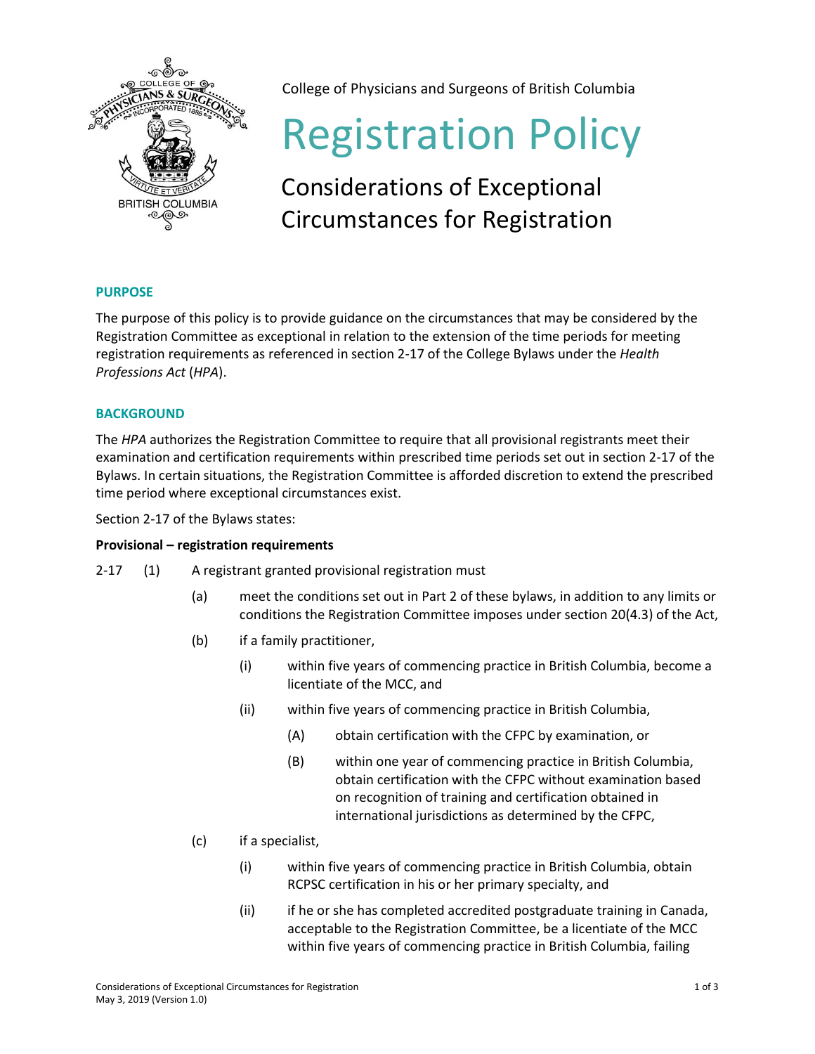College of Physicians and Surgeons of British Columbia

# Registration Policy

## Considerations of Exceptional Circumstances for Registration

### PURPOSE

The purpose of this policy is to provide guidance on the circumstances that may be considered by the Registration Committee as exceptional in relation to the extension of the time periods for meeting registration requirements as referenced in section 2-17 of the College Bylaws under the *Health Professions Act* (*HPA*).

### BACKGROUND

The *HPA* authorizes the Registration Committee to require that all provisional registrants meet their examination and certification requirements within prescribed time periods set out in section 2-17 of the Bylaws. In certain situations, the Registration Committee is afforded discretion to extend the prescribed time period where exceptional circumstances exist.

Section 2-17 of the Bylaws states:

**Provisional – registration requirements**

2-17 (1) A registrant granted provisional registration must

- (a) meet the conditions set out in Part 2 of these bylaws, in addition to any limits or conditions the Registration Committee imposes under section 20(4.3) of the Act,
- (b) if a family practitioner,
  - (i) within five years of commencing practice in British Columbia, become a licentiate of the MCC, and
  - (ii) within five years of commencing practice in British Columbia,
    - (A) obtain certification with the CFPC by examination, or
    - (B) within one year of commencing practice in British Columbia, obtain certification with the CFPC without examination based on recognition of training and certification obtained in international jurisdictions as determined by the CFPC,
- (c) if a specialist,
  - (i) within five years of commencing practice in British Columbia, obtain RCPSC certification in his or her primary specialty, and
  - (ii) if he or she has completed accredited postgraduate training in Canada, acceptable to the Registration Committee, be a licentiate of the MCC within five years of commencing practice in British Columbia, failing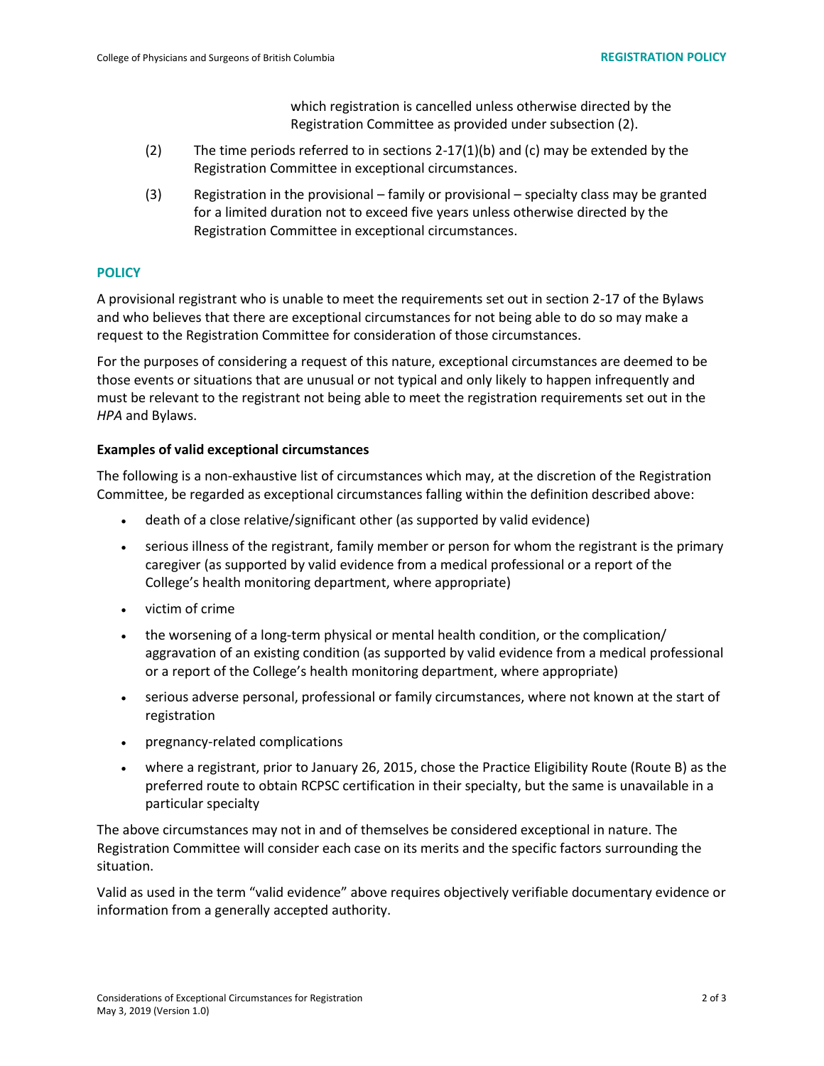which registration is cancelled unless otherwise directed by the Registration Committee as provided under subsection (2).

(2) The time periods referred to in sections 2-17(1)(b) and (c) may be extended by the Registration Committee in exceptional circumstances.

(3) Registration in the provisional – family or provisional – specialty class may be granted for a limited duration not to exceed five years unless otherwise directed by the Registration Committee in exceptional circumstances.

## POLICY

A provisional registrant who is unable to meet the requirements set out in section 2-17 of the Bylaws and who believes that there are exceptional circumstances for not being able to do so may make a request to the Registration Committee for consideration of those circumstances.

For the purposes of considering a request of this nature, exceptional circumstances are deemed to be those events or situations that are unusual or not typical and only likely to happen infrequently and must be relevant to the registrant not being able to meet the registration requirements set out in the *HPA* and Bylaws.

**Examples of valid exceptional circumstances**

The following is a non-exhaustive list of circumstances which may, at the discretion of the Registration Committee, be regarded as exceptional circumstances falling within the definition described above:

- death of a close relative/significant other (as supported by valid evidence)
- serious illness of the registrant, family member or person for whom the registrant is the primary caregiver (as supported by valid evidence from a medical professional or a report of the College's health monitoring department, where appropriate)
- victim of crime
- the worsening of a long-term physical or mental health condition, or the complication/ aggravation of an existing condition (as supported by valid evidence from a medical professional or a report of the College's health monitoring department, where appropriate)
- serious adverse personal, professional or family circumstances, where not known at the start of registration
- pregnancy-related complications
- where a registrant, prior to January 26, 2015, chose the Practice Eligibility Route (Route B) as the preferred route to obtain RCPSC certification in their specialty, but the same is unavailable in a particular specialty

The above circumstances may not in and of themselves be considered exceptional in nature. The Registration Committee will consider each case on its merits and the specific factors surrounding the situation.

Valid as used in the term "valid evidence" above requires objectively verifiable documentary evidence or information from a generally accepted authority.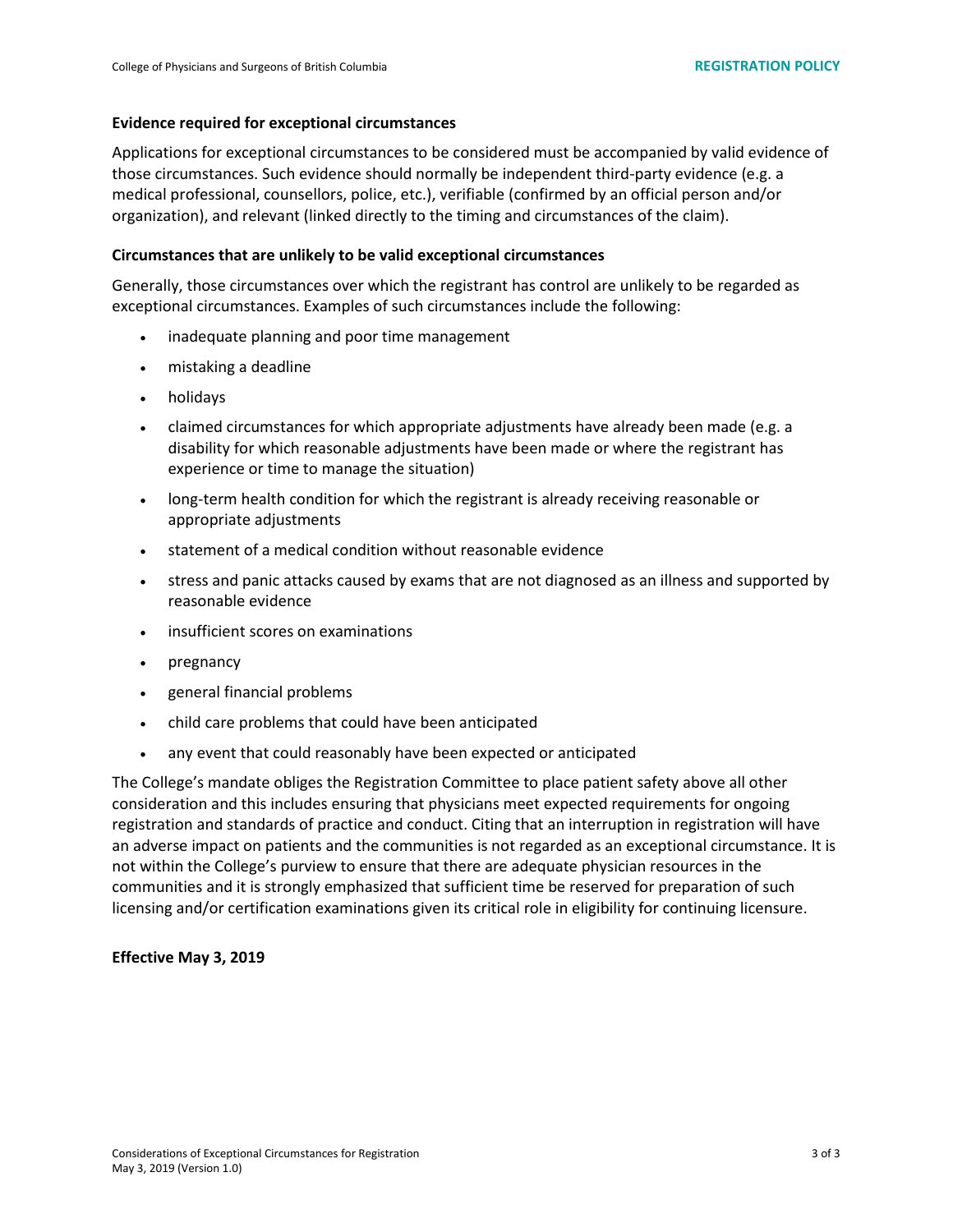### Evidence required for exceptional circumstances

Applications for exceptional circumstances to be considered must be accompanied by valid evidence of those circumstances. Such evidence should normally be independent third-party evidence (e.g. a medical professional, counsellors, police, etc.), verifiable (confirmed by an official person and/or organization), and relevant (linked directly to the timing and circumstances of the claim).

### Circumstances that are unlikely to be valid exceptional circumstances

Generally, those circumstances over which the registrant has control are unlikely to be regarded as exceptional circumstances. Examples of such circumstances include the following:

- inadequate planning and poor time management
- mistaking a deadline
- holidays
- claimed circumstances for which appropriate adjustments have already been made (e.g. a disability for which reasonable adjustments have been made or where the registrant has experience or time to manage the situation)
- long-term health condition for which the registrant is already receiving reasonable or appropriate adjustments
- statement of a medical condition without reasonable evidence
- stress and panic attacks caused by exams that are not diagnosed as an illness and supported by reasonable evidence
- insufficient scores on examinations
- pregnancy
- general financial problems
- child care problems that could have been anticipated
- any event that could reasonably have been expected or anticipated

The College's mandate obliges the Registration Committee to place patient safety above all other consideration and this includes ensuring that physicians meet expected requirements for ongoing registration and standards of practice and conduct. Citing that an interruption in registration will have an adverse impact on patients and the communities is not regarded as an exceptional circumstance. It is not within the College's purview to ensure that there are adequate physician resources in the communities and it is strongly emphasized that sufficient time be reserved for preparation of such licensing and/or certification examinations given its critical role in eligibility for continuing licensure.

**Effective May 3, 2019**